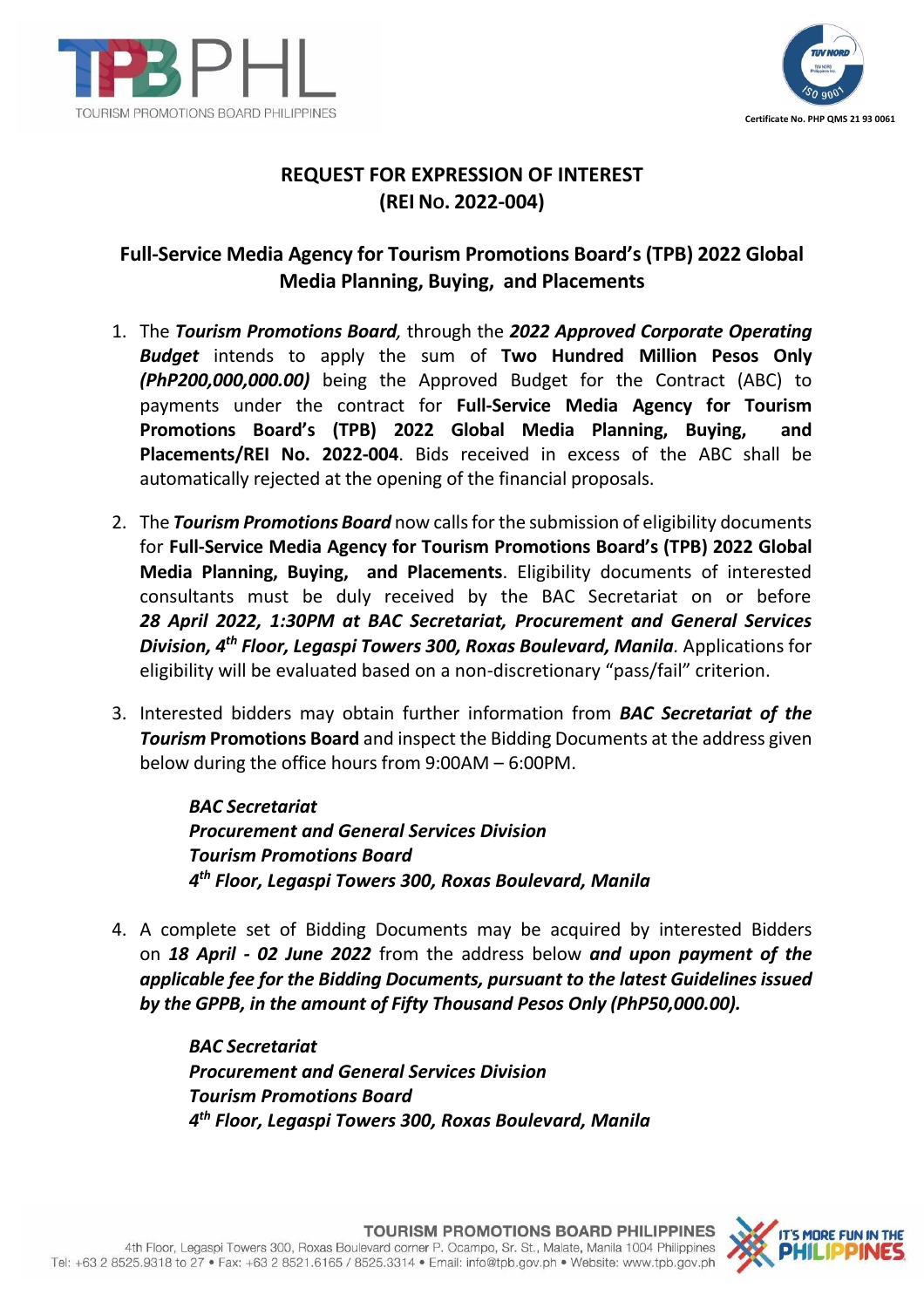# REQUEST FOR EXPRESSION OF INTEREST
# (REI No. 2022-004)

## Full-Service Media Agency for Tourism Promotions Board's (TPB) 2022 Global Media Planning, Buying, and Placements

1. The ***Tourism Promotions Board****,* through the ***2022 Approved Corporate Operating Budget*** intends to apply the sum of **Two Hundred Million Pesos Only *(PhP200,000,000.00)*** being the Approved Budget for the Contract (ABC) to payments under the contract for **Full-Service Media Agency for Tourism Promotions Board's (TPB) 2022 Global Media Planning, Buying, and Placements/REI No. 2022-004**. Bids received in excess of the ABC shall be automatically rejected at the opening of the financial proposals.

2. The ***Tourism Promotions Board*** now calls for the submission of eligibility documents for **Full-Service Media Agency for Tourism Promotions Board's (TPB) 2022 Global Media Planning, Buying, and Placements**. Eligibility documents of interested consultants must be duly received by the BAC Secretariat on or before ***28 April 2022, 1:30PM at BAC Secretariat, Procurement and General Services Division, 4th Floor, Legaspi Towers 300, Roxas Boulevard, Manila***. Applications for eligibility will be evaluated based on a non-discretionary "pass/fail" criterion.

3. Interested bidders may obtain further information from ***BAC Secretariat of the Tourism* Promotions Board** and inspect the Bidding Documents at the address given below during the office hours from 9:00AM – 6:00PM.

   ***BAC Secretariat***
   ***Procurement and General Services Division***
   ***Tourism Promotions Board***
   ***4th Floor, Legaspi Towers 300, Roxas Boulevard, Manila***

4. A complete set of Bidding Documents may be acquired by interested Bidders on ***18 April - 02 June 2022*** from the address below ***and upon payment of the applicable fee for the Bidding Documents, pursuant to the latest Guidelines issued by the GPPB, in the amount of Fifty Thousand Pesos Only (PhP50,000.00).***

   ***BAC Secretariat***
   ***Procurement and General Services Division***
   ***Tourism Promotions Board***
   ***4th Floor, Legaspi Towers 300, Roxas Boulevard, Manila***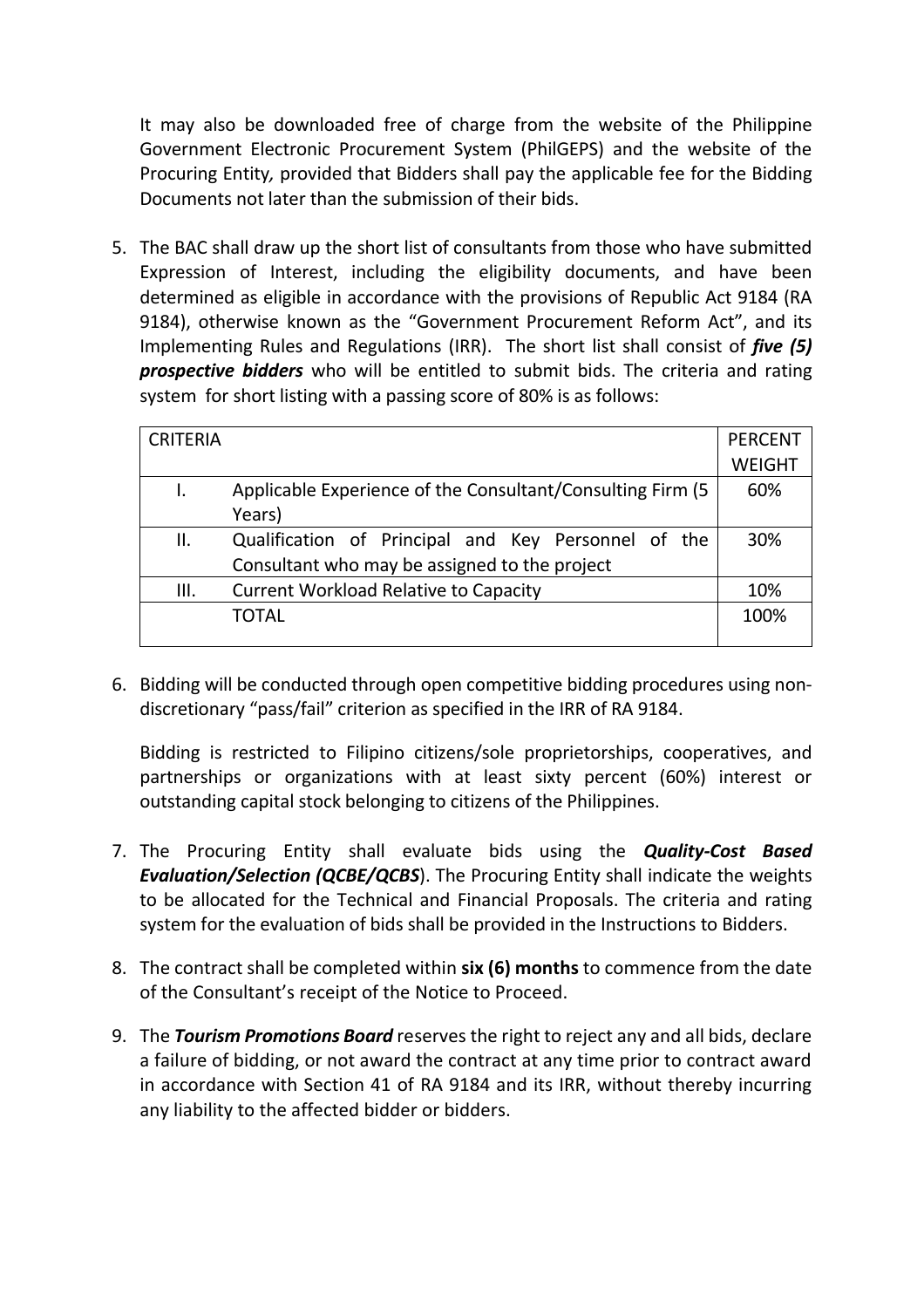It may also be downloaded free of charge from the website of the Philippine Government Electronic Procurement System (PhilGEPS) and the website of the Procuring Entity*,* provided that Bidders shall pay the applicable fee for the Bidding Documents not later than the submission of their bids.

5. The BAC shall draw up the short list of consultants from those who have submitted Expression of Interest, including the eligibility documents, and have been determined as eligible in accordance with the provisions of Republic Act 9184 (RA 9184), otherwise known as the "Government Procurement Reform Act", and its Implementing Rules and Regulations (IRR). The short list shall consist of ***five (5) prospective bidders*** who will be entitled to submit bids. The criteria and rating system for short listing with a passing score of 80% is as follows:

| CRITERIA | | PERCENT WEIGHT |
|---|---|---|
| I. | Applicable Experience of the Consultant/Consulting Firm (5 Years) | 60% |
| II. | Qualification of Principal and Key Personnel of the Consultant who may be assigned to the project | 30% |
| III. | Current Workload Relative to Capacity | 10% |
| | TOTAL | 100% |

6. Bidding will be conducted through open competitive bidding procedures using non-discretionary "pass/fail" criterion as specified in the IRR of RA 9184.

   Bidding is restricted to Filipino citizens/sole proprietorships, cooperatives, and partnerships or organizations with at least sixty percent (60%) interest or outstanding capital stock belonging to citizens of the Philippines.

7. The Procuring Entity shall evaluate bids using the ***Quality-Cost Based Evaluation/Selection (QCBE/QCBS***). The Procuring Entity shall indicate the weights to be allocated for the Technical and Financial Proposals. The criteria and rating system for the evaluation of bids shall be provided in the Instructions to Bidders.

8. The contract shall be completed within **six (6) months** to commence from the date of the Consultant's receipt of the Notice to Proceed.

9. The ***Tourism Promotions Board*** reserves the right to reject any and all bids, declare a failure of bidding, or not award the contract at any time prior to contract award in accordance with Section 41 of RA 9184 and its IRR, without thereby incurring any liability to the affected bidder or bidders.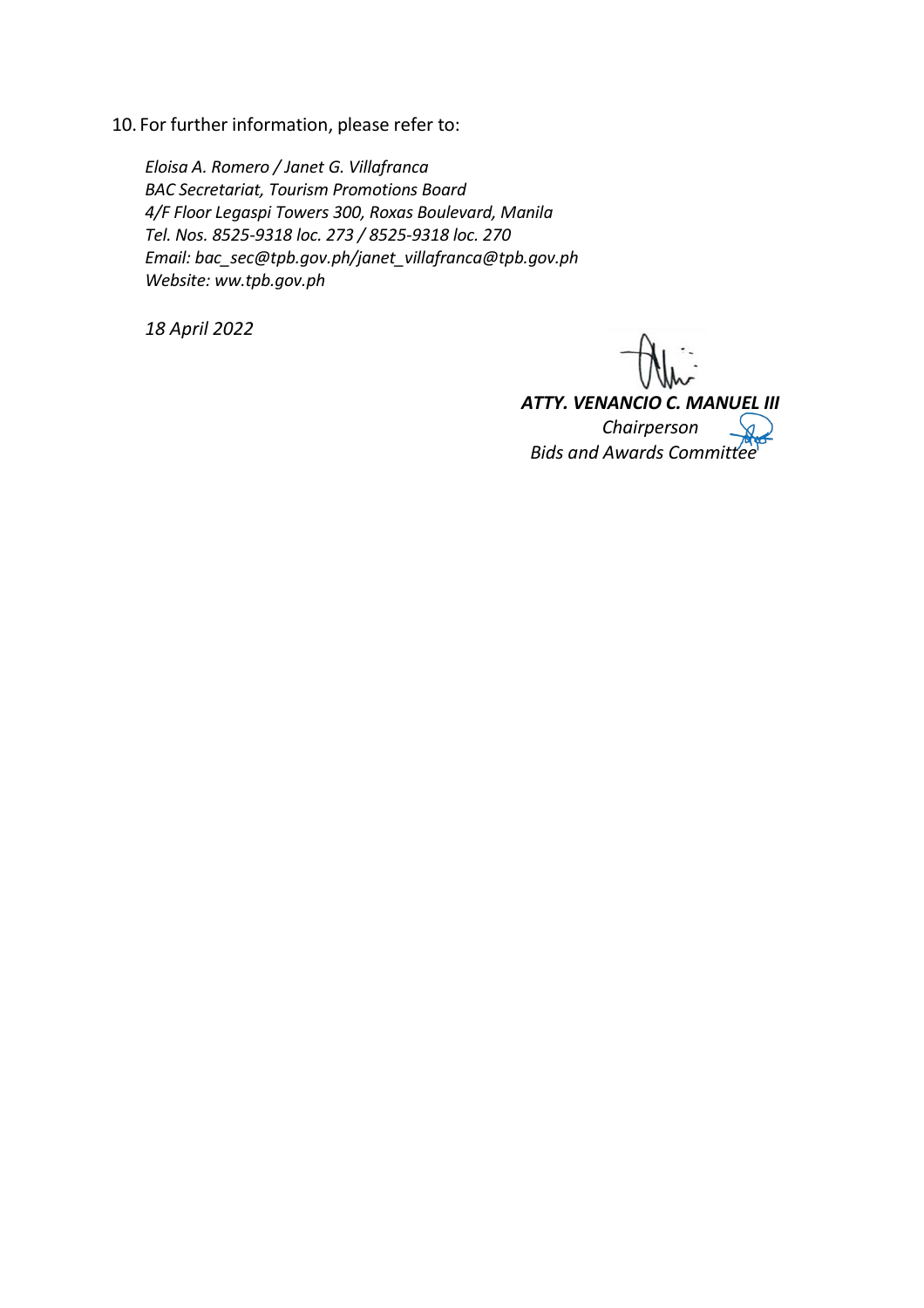10. For further information, please refer to:

*Eloisa A. Romero / Janet G. Villafranca*
*BAC Secretariat, Tourism Promotions Board*
*4/F Floor Legaspi Towers 300, Roxas Boulevard, Manila*
*Tel. Nos. 8525-9318 loc. 273 / 8525-9318 loc. 270*
*Email: bac_sec@tpb.gov.ph/janet_villafranca@tpb.gov.ph*
*Website: ww.tpb.gov.ph*

*18 April 2022*

***ATTY. VENANCIO C. MANUEL III***
*Chairperson*
*Bids and Awards Committee*